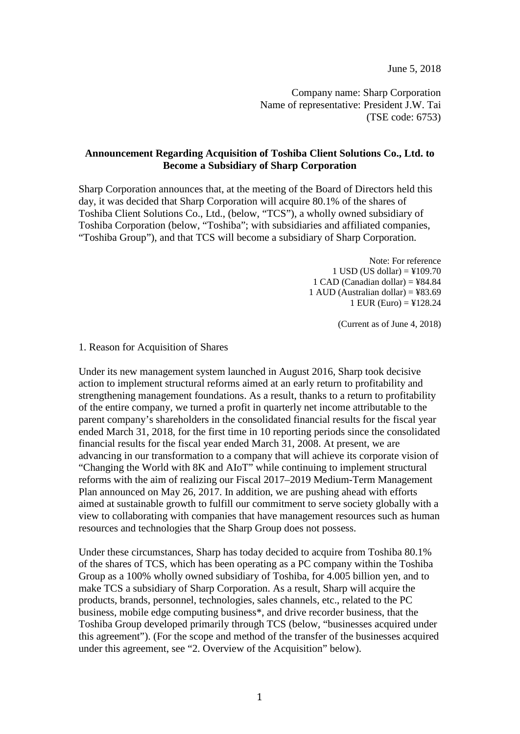June 5, 2018

Company name: Sharp Corporation
Name of representative: President J.W. Tai
(TSE code: 6753)

**Announcement Regarding Acquisition of Toshiba Client Solutions Co., Ltd. to Become a Subsidiary of Sharp Corporation**

Sharp Corporation announces that, at the meeting of the Board of Directors held this day, it was decided that Sharp Corporation will acquire 80.1% of the shares of Toshiba Client Solutions Co., Ltd., (below, “TCS”), a wholly owned subsidiary of Toshiba Corporation (below, “Toshiba”; with subsidiaries and affiliated companies, “Toshiba Group”), and that TCS will become a subsidiary of Sharp Corporation.

Note: For reference
1 USD (US dollar) = ¥109.70
1 CAD (Canadian dollar) = ¥84.84
1 AUD (Australian dollar) = ¥83.69
1 EUR (Euro) = ¥128.24

(Current as of June 4, 2018)

1. Reason for Acquisition of Shares

Under its new management system launched in August 2016, Sharp took decisive action to implement structural reforms aimed at an early return to profitability and strengthening management foundations. As a result, thanks to a return to profitability of the entire company, we turned a profit in quarterly net income attributable to the parent company’s shareholders in the consolidated financial results for the fiscal year ended March 31, 2018, for the first time in 10 reporting periods since the consolidated financial results for the fiscal year ended March 31, 2008. At present, we are advancing in our transformation to a company that will achieve its corporate vision of “Changing the World with 8K and AIoT” while continuing to implement structural reforms with the aim of realizing our Fiscal 2017–2019 Medium-Term Management Plan announced on May 26, 2017. In addition, we are pushing ahead with efforts aimed at sustainable growth to fulfill our commitment to serve society globally with a view to collaborating with companies that have management resources such as human resources and technologies that the Sharp Group does not possess.

Under these circumstances, Sharp has today decided to acquire from Toshiba 80.1% of the shares of TCS, which has been operating as a PC company within the Toshiba Group as a 100% wholly owned subsidiary of Toshiba, for 4.005 billion yen, and to make TCS a subsidiary of Sharp Corporation. As a result, Sharp will acquire the products, brands, personnel, technologies, sales channels, etc., related to the PC business, mobile edge computing business*, and drive recorder business, that the Toshiba Group developed primarily through TCS (below, “businesses acquired under this agreement”). (For the scope and method of the transfer of the businesses acquired under this agreement, see “2. Overview of the Acquisition” below).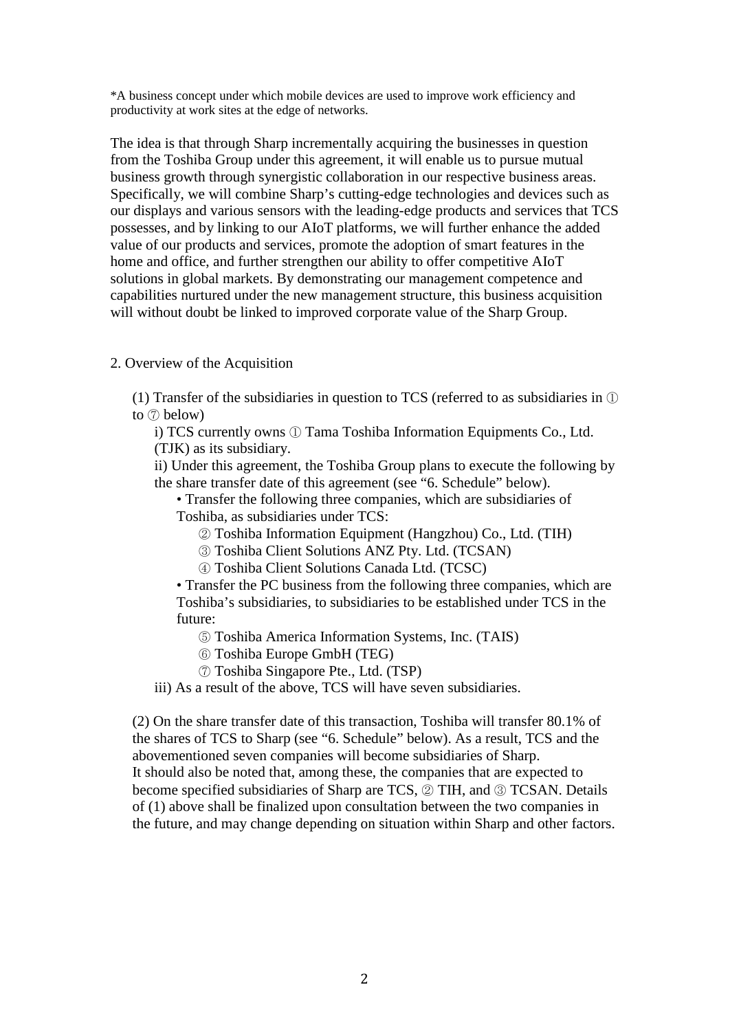*A business concept under which mobile devices are used to improve work efficiency and productivity at work sites at the edge of networks.

The idea is that through Sharp incrementally acquiring the businesses in question from the Toshiba Group under this agreement, it will enable us to pursue mutual business growth through synergistic collaboration in our respective business areas. Specifically, we will combine Sharp's cutting-edge technologies and devices such as our displays and various sensors with the leading-edge products and services that TCS possesses, and by linking to our AIoT platforms, we will further enhance the added value of our products and services, promote the adoption of smart features in the home and office, and further strengthen our ability to offer competitive AIoT solutions in global markets. By demonstrating our management competence and capabilities nurtured under the new management structure, this business acquisition will without doubt be linked to improved corporate value of the Sharp Group.

## 2. Overview of the Acquisition

(1) Transfer of the subsidiaries in question to TCS (referred to as subsidiaries in ① to ⑦ below)

i) TCS currently owns ① Tama Toshiba Information Equipments Co., Ltd. (TJK) as its subsidiary.

ii) Under this agreement, the Toshiba Group plans to execute the following by the share transfer date of this agreement (see "6. Schedule" below).

- Transfer the following three companies, which are subsidiaries of Toshiba, as subsidiaries under TCS:
  - ② Toshiba Information Equipment (Hangzhou) Co., Ltd. (TIH)
  - ③ Toshiba Client Solutions ANZ Pty. Ltd. (TCSAN)
  - ④ Toshiba Client Solutions Canada Ltd. (TCSC)
- Transfer the PC business from the following three companies, which are Toshiba's subsidiaries, to subsidiaries to be established under TCS in the future:
  - ⑤ Toshiba America Information Systems, Inc. (TAIS)
  - ⑥ Toshiba Europe GmbH (TEG)
  - ⑦ Toshiba Singapore Pte., Ltd. (TSP)

iii) As a result of the above, TCS will have seven subsidiaries.

(2) On the share transfer date of this transaction, Toshiba will transfer 80.1% of the shares of TCS to Sharp (see "6. Schedule" below). As a result, TCS and the abovementioned seven companies will become subsidiaries of Sharp.
It should also be noted that, among these, the companies that are expected to become specified subsidiaries of Sharp are TCS, ② TIH, and ③ TCSAN. Details of (1) above shall be finalized upon consultation between the two companies in the future, and may change depending on situation within Sharp and other factors.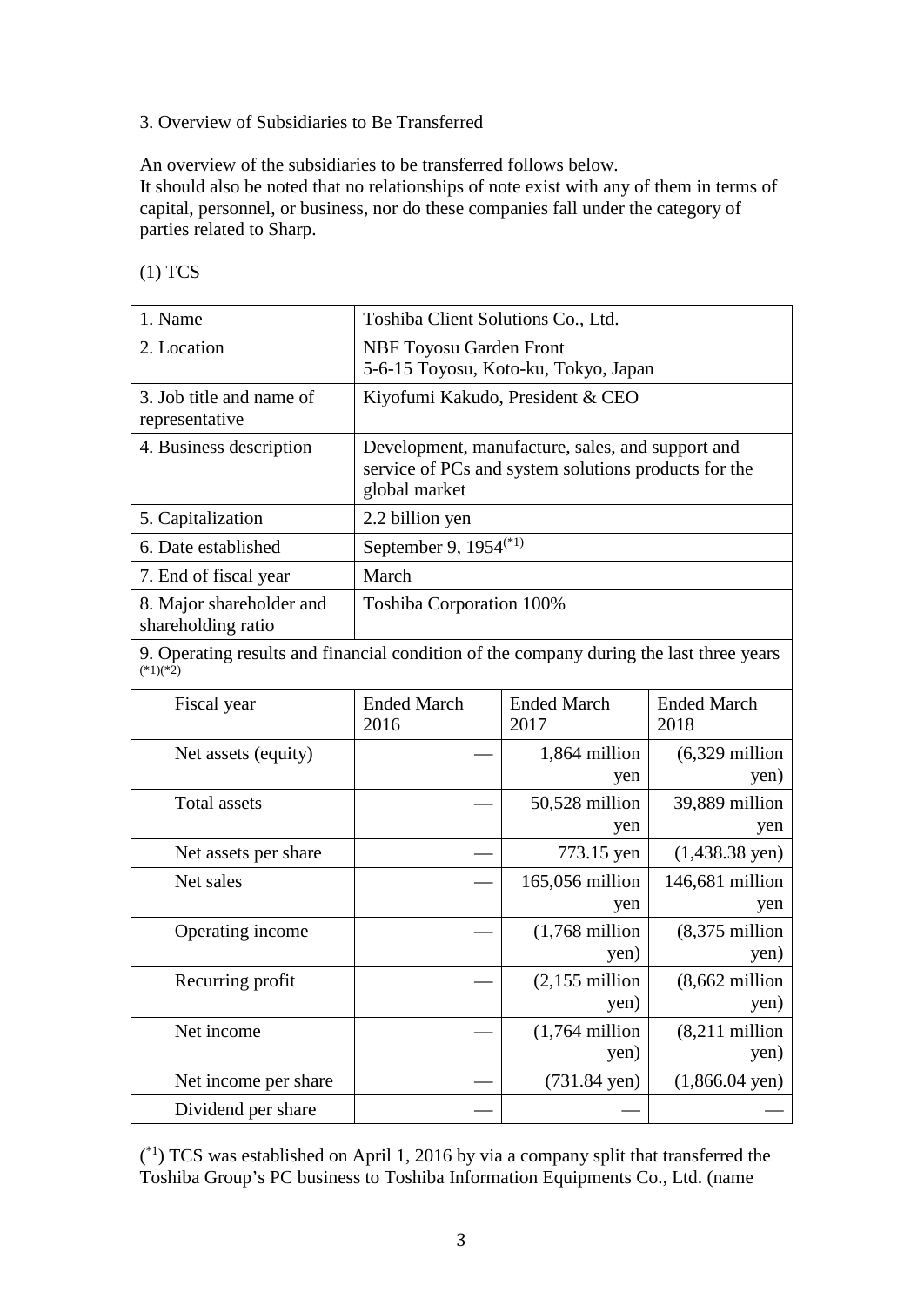3. Overview of Subsidiaries to Be Transferred

An overview of the subsidiaries to be transferred follows below.
It should also be noted that no relationships of note exist with any of them in terms of capital, personnel, or business, nor do these companies fall under the category of parties related to Sharp.

(1) TCS

| | | | |
|---|---|---|---|
| 1. Name | Toshiba Client Solutions Co., Ltd. | | |
| 2. Location | NBF Toyosu Garden Front<br>5-6-15 Toyosu, Koto-ku, Tokyo, Japan | | |
| 3. Job title and name of representative | Kiyofumi Kakudo, President & CEO | | |
| 4. Business description | Development, manufacture, sales, and support and service of PCs and system solutions products for the global market | | |
| 5. Capitalization | 2.2 billion yen | | |
| 6. Date established | September 9, 1954(*1) | | |
| 7. End of fiscal year | March | | |
| 8. Major shareholder and shareholding ratio | Toshiba Corporation 100% | | |
| 9. Operating results and financial condition of the company during the last three years (*1)(*2) | | | |
| Fiscal year | Ended March 2016 | Ended March 2017 | Ended March 2018 |
| Net assets (equity) | — | 1,864 million yen | (6,329 million yen) |
| Total assets | — | 50,528 million yen | 39,889 million yen |
| Net assets per share | — | 773.15 yen | (1,438.38 yen) |
| Net sales | — | 165,056 million yen | 146,681 million yen |
| Operating income | — | (1,768 million yen) | (8,375 million yen) |
| Recurring profit | — | (2,155 million yen) | (8,662 million yen) |
| Net income | — | (1,764 million yen) | (8,211 million yen) |
| Net income per share | — | (731.84 yen) | (1,866.04 yen) |
| Dividend per share | — | — | — |

(*1) TCS was established on April 1, 2016 by via a company split that transferred the Toshiba Group's PC business to Toshiba Information Equipments Co., Ltd. (name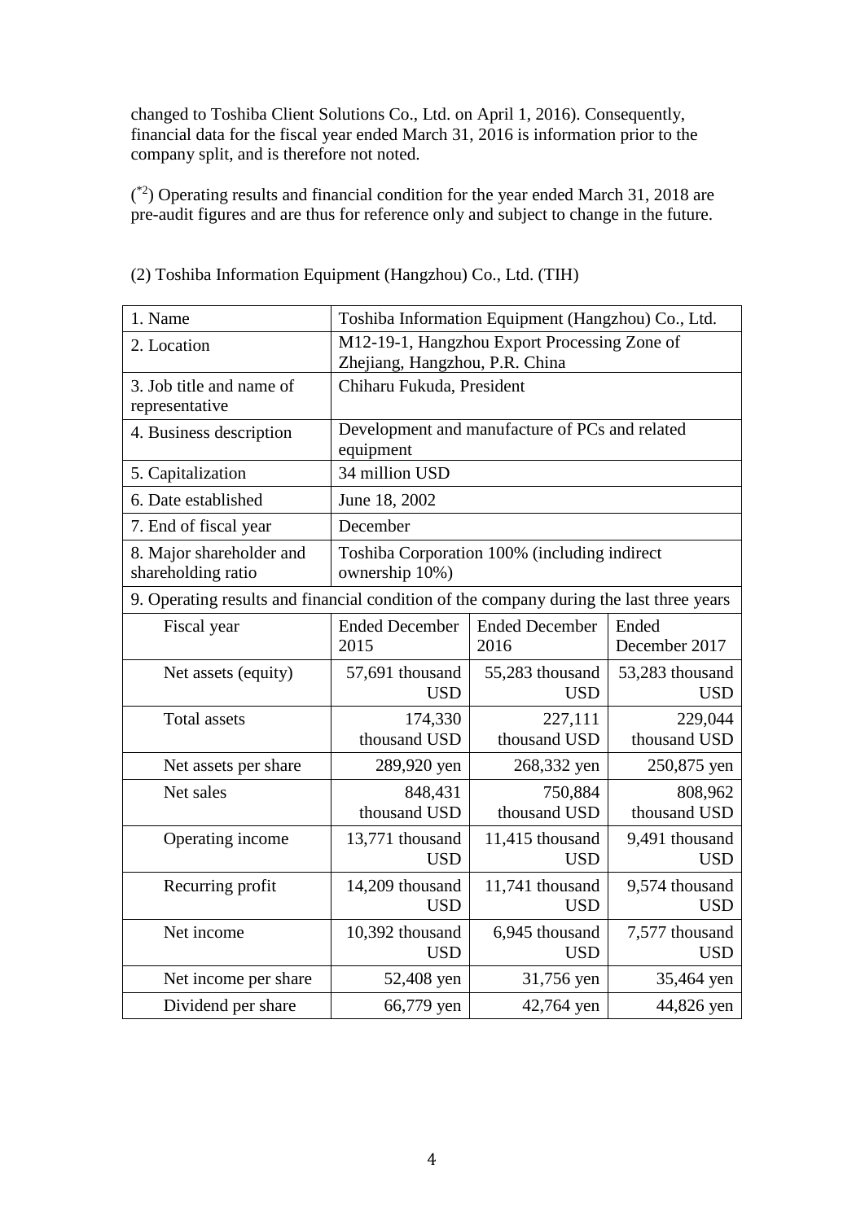changed to Toshiba Client Solutions Co., Ltd. on April 1, 2016). Consequently, financial data for the fiscal year ended March 31, 2016 is information prior to the company split, and is therefore not noted.

(*2) Operating results and financial condition for the year ended March 31, 2018 are pre-audit figures and are thus for reference only and subject to change in the future.

(2) Toshiba Information Equipment (Hangzhou) Co., Ltd. (TIH)

| 1. Name | Toshiba Information Equipment (Hangzhou) Co., Ltd. | | |
|---|---|---|---|
| 2. Location | M12-19-1, Hangzhou Export Processing Zone of Zhejiang, Hangzhou, P.R. China | | |
| 3. Job title and name of representative | Chiharu Fukuda, President | | |
| 4. Business description | Development and manufacture of PCs and related equipment | | |
| 5. Capitalization | 34 million USD | | |
| 6. Date established | June 18, 2002 | | |
| 7. End of fiscal year | December | | |
| 8. Major shareholder and shareholding ratio | Toshiba Corporation 100% (including indirect ownership 10%) | | |
| 9. Operating results and financial condition of the company during the last three years | | | |
| Fiscal year | Ended December 2015 | Ended December 2016 | Ended December 2017 |
| Net assets (equity) | 57,691 thousand USD | 55,283 thousand USD | 53,283 thousand USD |
| Total assets | 174,330 thousand USD | 227,111 thousand USD | 229,044 thousand USD |
| Net assets per share | 289,920 yen | 268,332 yen | 250,875 yen |
| Net sales | 848,431 thousand USD | 750,884 thousand USD | 808,962 thousand USD |
| Operating income | 13,771 thousand USD | 11,415 thousand USD | 9,491 thousand USD |
| Recurring profit | 14,209 thousand USD | 11,741 thousand USD | 9,574 thousand USD |
| Net income | 10,392 thousand USD | 6,945 thousand USD | 7,577 thousand USD |
| Net income per share | 52,408 yen | 31,756 yen | 35,464 yen |
| Dividend per share | 66,779 yen | 42,764 yen | 44,826 yen |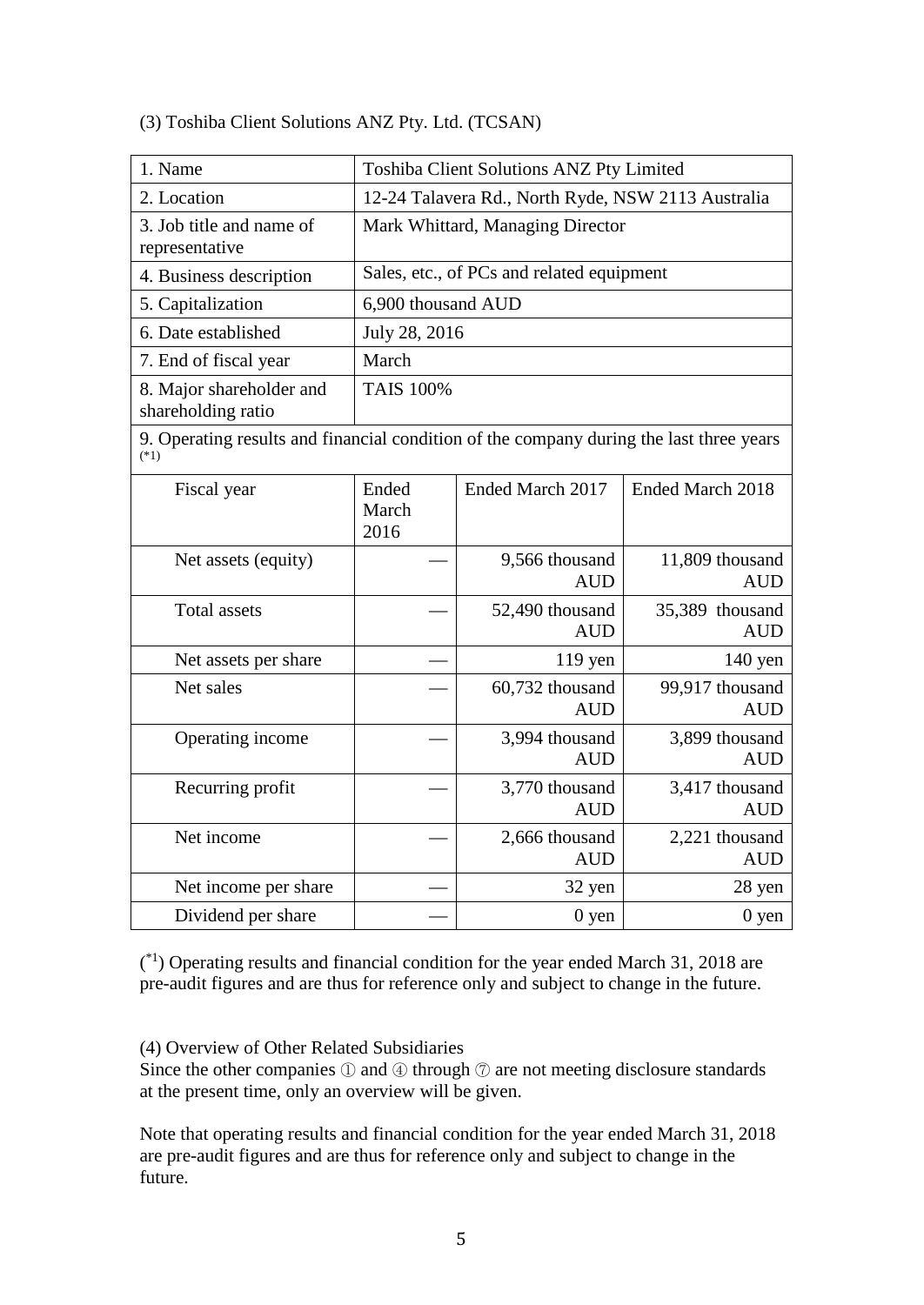(3) Toshiba Client Solutions ANZ Pty. Ltd. (TCSAN)

| 1. Name | Toshiba Client Solutions ANZ Pty Limited | | |
|---|---|---|---|
| 2. Location | 12-24 Talavera Rd., North Ryde, NSW 2113 Australia | | |
| 3. Job title and name of representative | Mark Whittard, Managing Director | | |
| 4. Business description | Sales, etc., of PCs and related equipment | | |
| 5. Capitalization | 6,900 thousand AUD | | |
| 6. Date established | July 28, 2016 | | |
| 7. End of fiscal year | March | | |
| 8. Major shareholder and shareholding ratio | TAIS 100% | | |
| 9. Operating results and financial condition of the company during the last three years (*1) | | | |
| Fiscal year | Ended March 2016 | Ended March 2017 | Ended March 2018 |
| Net assets (equity) | — | 9,566 thousand AUD | 11,809 thousand AUD |
| Total assets | — | 52,490 thousand AUD | 35,389 thousand AUD |
| Net assets per share | — | 119 yen | 140 yen |
| Net sales | — | 60,732 thousand AUD | 99,917 thousand AUD |
| Operating income | — | 3,994 thousand AUD | 3,899 thousand AUD |
| Recurring profit | — | 3,770 thousand AUD | 3,417 thousand AUD |
| Net income | — | 2,666 thousand AUD | 2,221 thousand AUD |
| Net income per share | — | 32 yen | 28 yen |
| Dividend per share | — | 0 yen | 0 yen |

(*1) Operating results and financial condition for the year ended March 31, 2018 are pre-audit figures and are thus for reference only and subject to change in the future.

(4) Overview of Other Related Subsidiaries

Since the other companies ① and ④ through ⑦ are not meeting disclosure standards at the present time, only an overview will be given.

Note that operating results and financial condition for the year ended March 31, 2018 are pre-audit figures and are thus for reference only and subject to change in the future.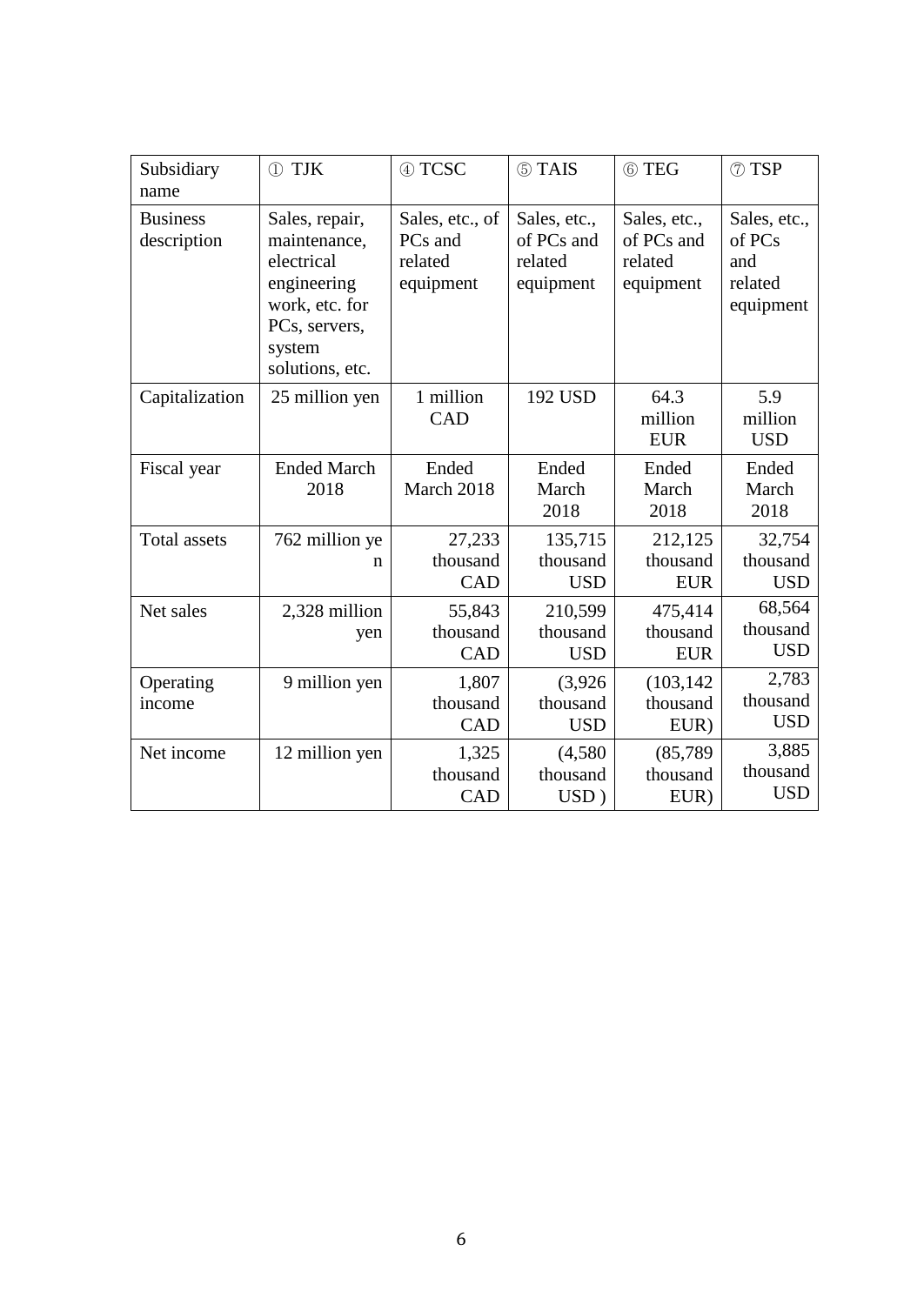| Subsidiary name | ① TJK | ④ TCSC | ⑤ TAIS | ⑥ TEG | ⑦ TSP |
|---|---|---|---|---|---|
| Business description | Sales, repair, maintenance, electrical engineering work, etc. for PCs, servers, system solutions, etc. | Sales, etc., of PCs and related equipment | Sales, etc., of PCs and related equipment | Sales, etc., of PCs and related equipment | Sales, etc., of PCs and related equipment |
| Capitalization | 25 million yen | 1 million CAD | 192 USD | 64.3 million EUR | 5.9 million USD |
| Fiscal year | Ended March 2018 | Ended March 2018 | Ended March 2018 | Ended March 2018 | Ended March 2018 |
| Total assets | 762 million yen | 27,233 thousand CAD | 135,715 thousand USD | 212,125 thousand EUR | 32,754 thousand USD |
| Net sales | 2,328 million yen | 55,843 thousand CAD | 210,599 thousand USD | 475,414 thousand EUR | 68,564 thousand USD |
| Operating income | 9 million yen | 1,807 thousand CAD | (3,926 thousand USD | (103,142 thousand EUR) | 2,783 thousand USD |
| Net income | 12 million yen | 1,325 thousand CAD | (4,580 thousand USD ) | (85,789 thousand EUR) | 3,885 thousand USD |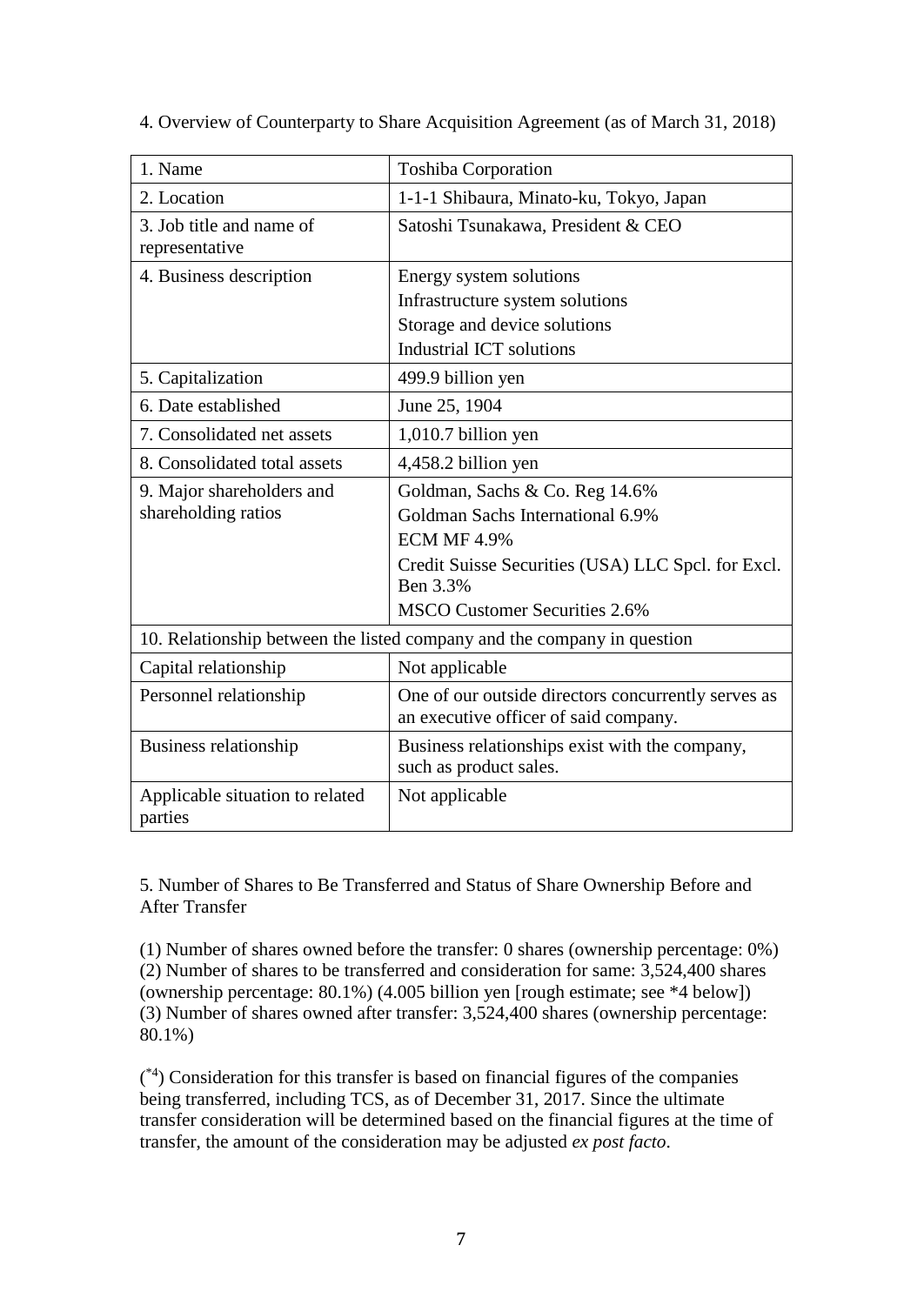4. Overview of Counterparty to Share Acquisition Agreement (as of March 31, 2018)

| | |
|---|---|
| 1. Name | Toshiba Corporation |
| 2. Location | 1-1-1 Shibaura, Minato-ku, Tokyo, Japan |
| 3. Job title and name of representative | Satoshi Tsunakawa, President & CEO |
| 4. Business description | Energy system solutions<br>Infrastructure system solutions<br>Storage and device solutions<br>Industrial ICT solutions |
| 5. Capitalization | 499.9 billion yen |
| 6. Date established | June 25, 1904 |
| 7. Consolidated net assets | 1,010.7 billion yen |
| 8. Consolidated total assets | 4,458.2 billion yen |
| 9. Major shareholders and shareholding ratios | Goldman, Sachs & Co. Reg 14.6%<br>Goldman Sachs International 6.9%<br>ECM MF 4.9%<br>Credit Suisse Securities (USA) LLC Spcl. for Excl. Ben 3.3%<br>MSCO Customer Securities 2.6% |
| 10. Relationship between the listed company and the company in question | |
| Capital relationship | Not applicable |
| Personnel relationship | One of our outside directors concurrently serves as an executive officer of said company. |
| Business relationship | Business relationships exist with the company, such as product sales. |
| Applicable situation to related parties | Not applicable |

5. Number of Shares to Be Transferred and Status of Share Ownership Before and After Transfer

(1) Number of shares owned before the transfer: 0 shares (ownership percentage: 0%)
(2) Number of shares to be transferred and consideration for same: 3,524,400 shares (ownership percentage: 80.1%) (4.005 billion yen [rough estimate; see *4 below])
(3) Number of shares owned after transfer: 3,524,400 shares (ownership percentage: 80.1%)

(*4) Consideration for this transfer is based on financial figures of the companies being transferred, including TCS, as of December 31, 2017. Since the ultimate transfer consideration will be determined based on the financial figures at the time of transfer, the amount of the consideration may be adjusted *ex post facto*.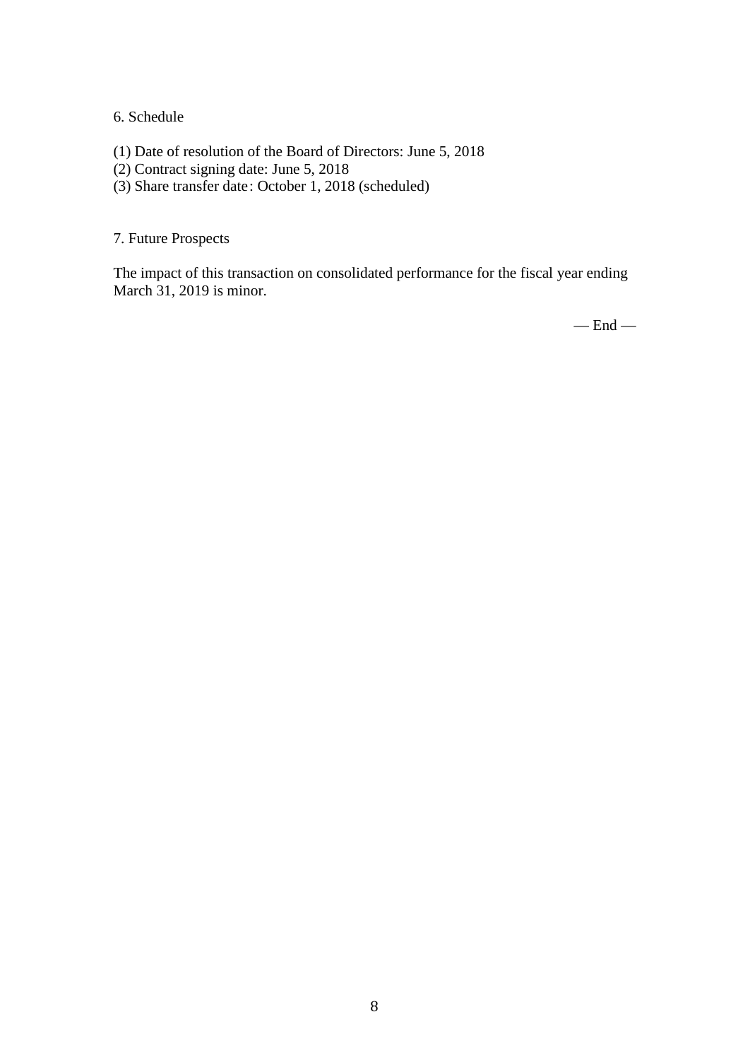## 6. Schedule

(1) Date of resolution of the Board of Directors: June 5, 2018
(2) Contract signing date: June 5, 2018
(3) Share transfer date: October 1, 2018 (scheduled)

## 7. Future Prospects

The impact of this transaction on consolidated performance for the fiscal year ending March 31, 2019 is minor.

— End —